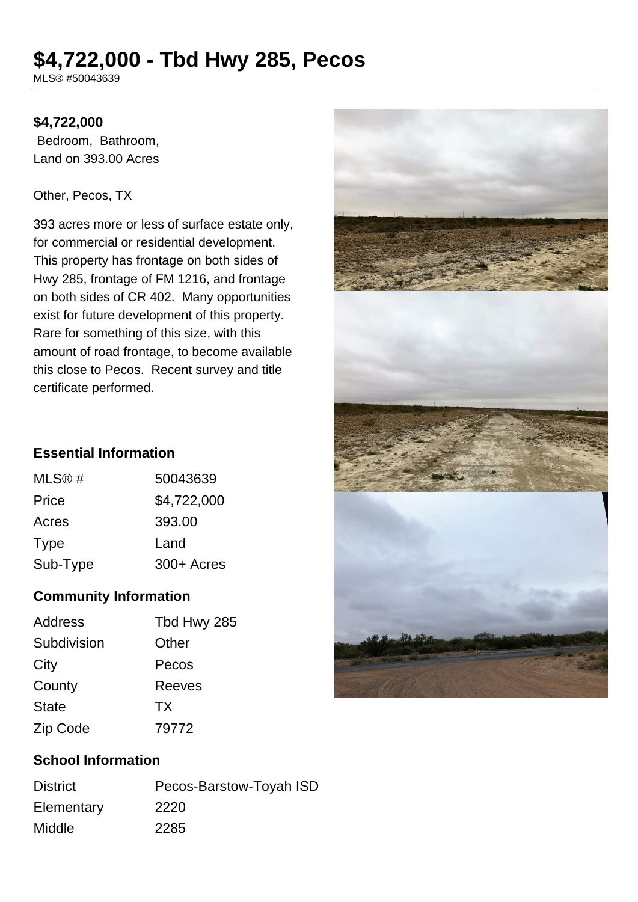# $4,722,000 - Tbd Hwy 285, Pecos

MLS® #50043639

**$4,722,000**

Bedroom, Bathroom,
Land on 393.00 Acres

Other, Pecos, TX

393 acres more or less of surface estate only, for commercial or residential development. This property has frontage on both sides of Hwy 285, frontage of FM 1216, and frontage on both sides of CR 402. Many opportunities exist for future development of this property. Rare for something of this size, with this amount of road frontage, to become available this close to Pecos. Recent survey and title certificate performed.

## Essential Information

| | |
|---|---|
| MLS® # | 50043639 |
| Price | $4,722,000 |
| Acres | 393.00 |
| Type | Land |
| Sub-Type | 300+ Acres |

## Community Information

| | |
|---|---|
| Address | Tbd Hwy 285 |
| Subdivision | Other |
| City | Pecos |
| County | Reeves |
| State | TX |
| Zip Code | 79772 |

## School Information

| | |
|---|---|
| District | Pecos-Barstow-Toyah ISD |
| Elementary | 2220 |
| Middle | 2285 |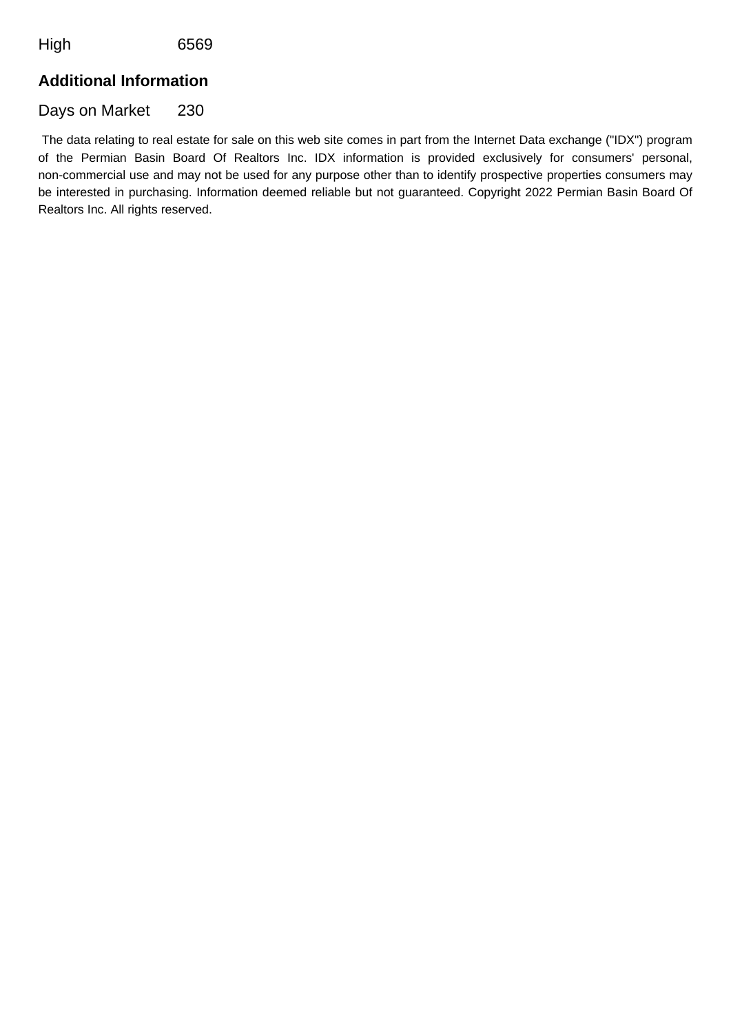| | |
|---|---|
| High | 6569 |

## Additional Information

| | |
|---|---|
| Days on Market | 230 |

The data relating to real estate for sale on this web site comes in part from the Internet Data exchange ("IDX") program of the Permian Basin Board Of Realtors Inc. IDX information is provided exclusively for consumers' personal, non-commercial use and may not be used for any purpose other than to identify prospective properties consumers may be interested in purchasing. Information deemed reliable but not guaranteed. Copyright 2022 Permian Basin Board Of Realtors Inc. All rights reserved.